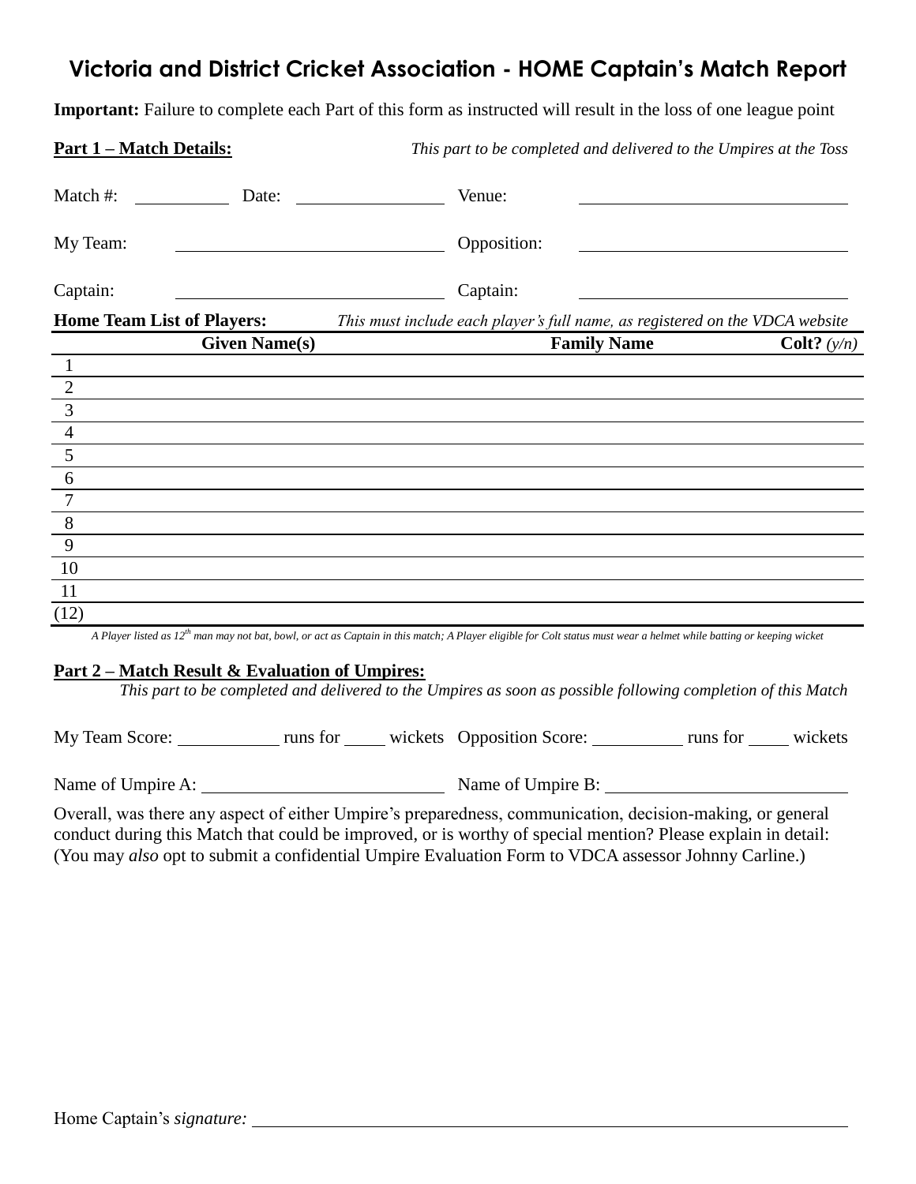# Victoria and District Cricket Association - HOME Captain's Match Report

**Important:** Failure to complete each Part of this form as instructed will result in the loss of one league point

**Part 1 – Match Details:** *This part to be completed and delivered to the Umpires at the Toss*

Match #: ________ Date: ____________ Venue: ______________________

My Team: ______________________ Opposition: ______________________

Captain: ______________________ Captain: ______________________

**Home Team List of Players:** *This must include each player's full name, as registered on the VDCA website*

| | Given Name(s) | Family Name | Colt? *(y/n)* |
|---|---|---|---|
| 1 | | | |
| 2 | | | |
| 3 | | | |
| 4 | | | |
| 5 | | | |
| 6 | | | |
| 7 | | | |
| 8 | | | |
| 9 | | | |
| 10 | | | |
| 11 | | | |
| (12) | | | |

*A Player listed as 12th man may not bat, bowl, or act as Captain in this match; A Player eligible for Colt status must wear a helmet while batting or keeping wicket*

**Part 2 – Match Result & Evaluation of Umpires:**

*This part to be completed and delivered to the Umpires as soon as possible following completion of this Match*

My Team Score: ________ runs for ____ wickets Opposition Score: ________ runs for ____ wickets

Name of Umpire A: ______________________ Name of Umpire B: ______________________

Overall, was there any aspect of either Umpire's preparedness, communication, decision-making, or general conduct during this Match that could be improved, or is worthy of special mention? Please explain in detail: (You may *also* opt to submit a confidential Umpire Evaluation Form to VDCA assessor Johnny Carline.)

Home Captain's *signature:* ______________________________________________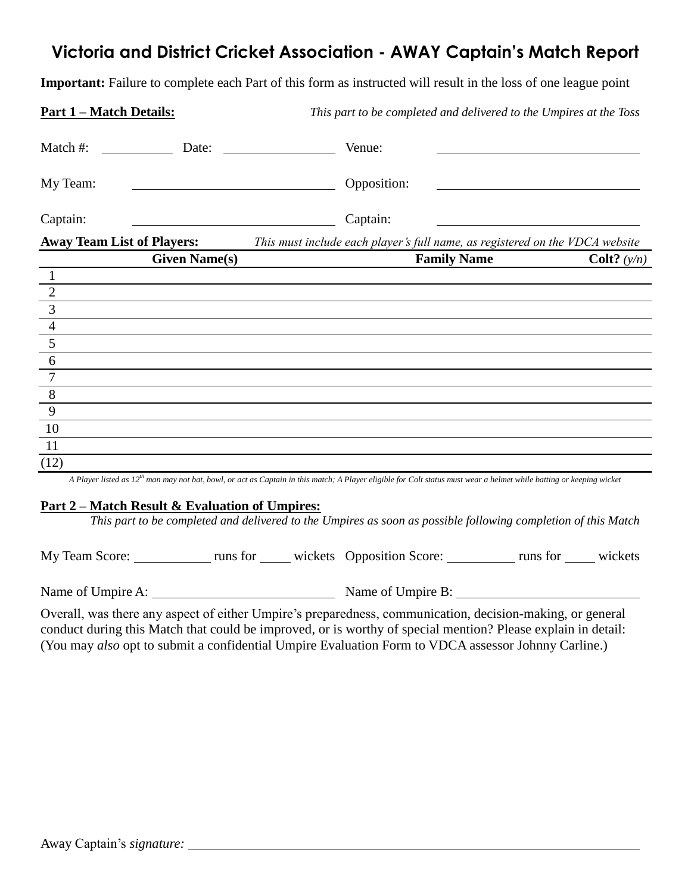# Victoria and District Cricket Association - AWAY Captain's Match Report

**Important:** Failure to complete each Part of this form as instructed will result in the loss of one league point

**Part 1 – Match Details:** *This part to be completed and delivered to the Umpires at the Toss*

Match #: ________ Date: ____________ Venue: ______________________

My Team: ______________________ Opposition: ______________________

Captain: ______________________ Captain: ______________________

**Away Team List of Players:** *This must include each player's full name, as registered on the VDCA website*

| | Given Name(s) | Family Name | Colt? *(y/n)* |
|---|---|---|---|
| 1 | | | |
| 2 | | | |
| 3 | | | |
| 4 | | | |
| 5 | | | |
| 6 | | | |
| 7 | | | |
| 8 | | | |
| 9 | | | |
| 10 | | | |
| 11 | | | |
| (12) | | | |

*A Player listed as 12th man may not bat, bowl, or act as Captain in this match; A Player eligible for Colt status must wear a helmet while batting or keeping wicket*

**Part 2 – Match Result & Evaluation of Umpires:**

*This part to be completed and delivered to the Umpires as soon as possible following completion of this Match*

My Team Score: ________ runs for ____ wickets Opposition Score: ________ runs for ____ wickets

Name of Umpire A: ______________________ Name of Umpire B: ______________________

Overall, was there any aspect of either Umpire's preparedness, communication, decision-making, or general conduct during this Match that could be improved, or is worthy of special mention? Please explain in detail: (You may *also* opt to submit a confidential Umpire Evaluation Form to VDCA assessor Johnny Carline.)

Away Captain's *signature:* ______________________________________________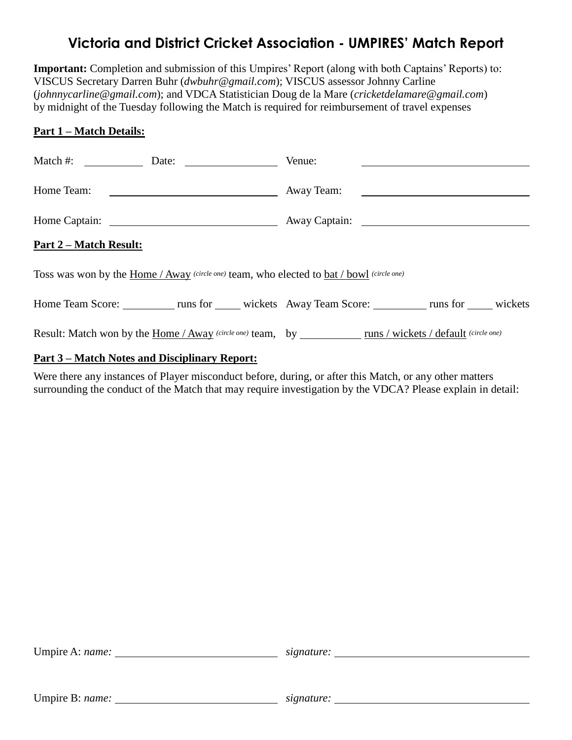# Victoria and District Cricket Association - UMPIRES' Match Report

**Important:** Completion and submission of this Umpires' Report (along with both Captains' Reports) to: VISCUS Secretary Darren Buhr (*dwbuhr@gmail.com*); VISCUS assessor Johnny Carline (*johnnycarline@gmail.com*); and VDCA Statistician Doug de la Mare (*cricketdelamare@gmail.com*) by midnight of the Tuesday following the Match is required for reimbursement of travel expenses

**Part 1 – Match Details:**

Match #: __________ Date: ________________ Venue: ______________________________

Home Team: ______________________________ Away Team: ______________________________

Home Captain: ______________________________ Away Captain: ______________________________

**Part 2 – Match Result:**

Toss was won by the Home / Away *(circle one)* team, who elected to bat / bowl *(circle one)*

Home Team Score: _________ runs for ____ wickets Away Team Score: _________ runs for ____ wickets

Result: Match won by the Home / Away *(circle one)* team, by __________ runs / wickets / default *(circle one)*

**Part 3 – Match Notes and Disciplinary Report:**

Were there any instances of Player misconduct before, during, or after this Match, or any other matters surrounding the conduct of the Match that may require investigation by the VDCA? Please explain in detail:

Umpire A: *name:* ____________________________ *signature:* ____________________________________

Umpire B: *name:* ____________________________ *signature:* ____________________________________